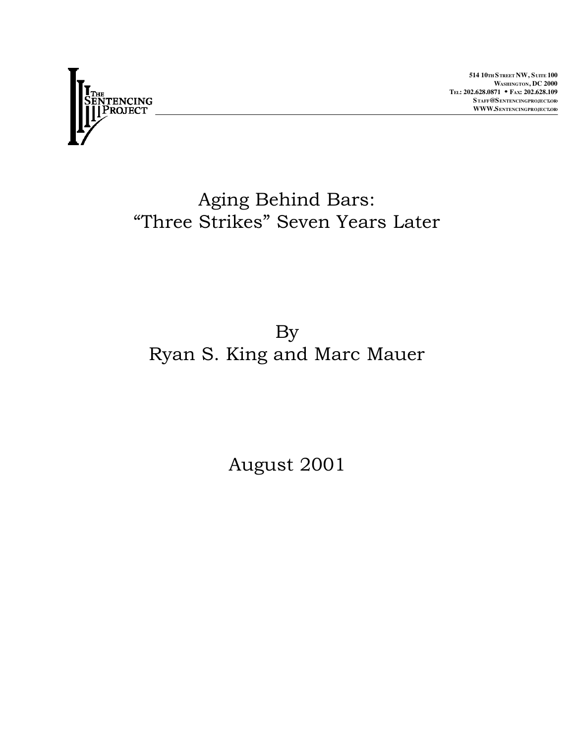The Sentencing Project

514 10th Street NW, Suite 100
Washington, DC 2000
Tel: 202.628.0871 • Fax: 202.628.109
Staff@Sentencingproject.org
WWW.Sentencingproject.org

# Aging Behind Bars: "Three Strikes" Seven Years Later

By

Ryan S. King and Marc Mauer

August 2001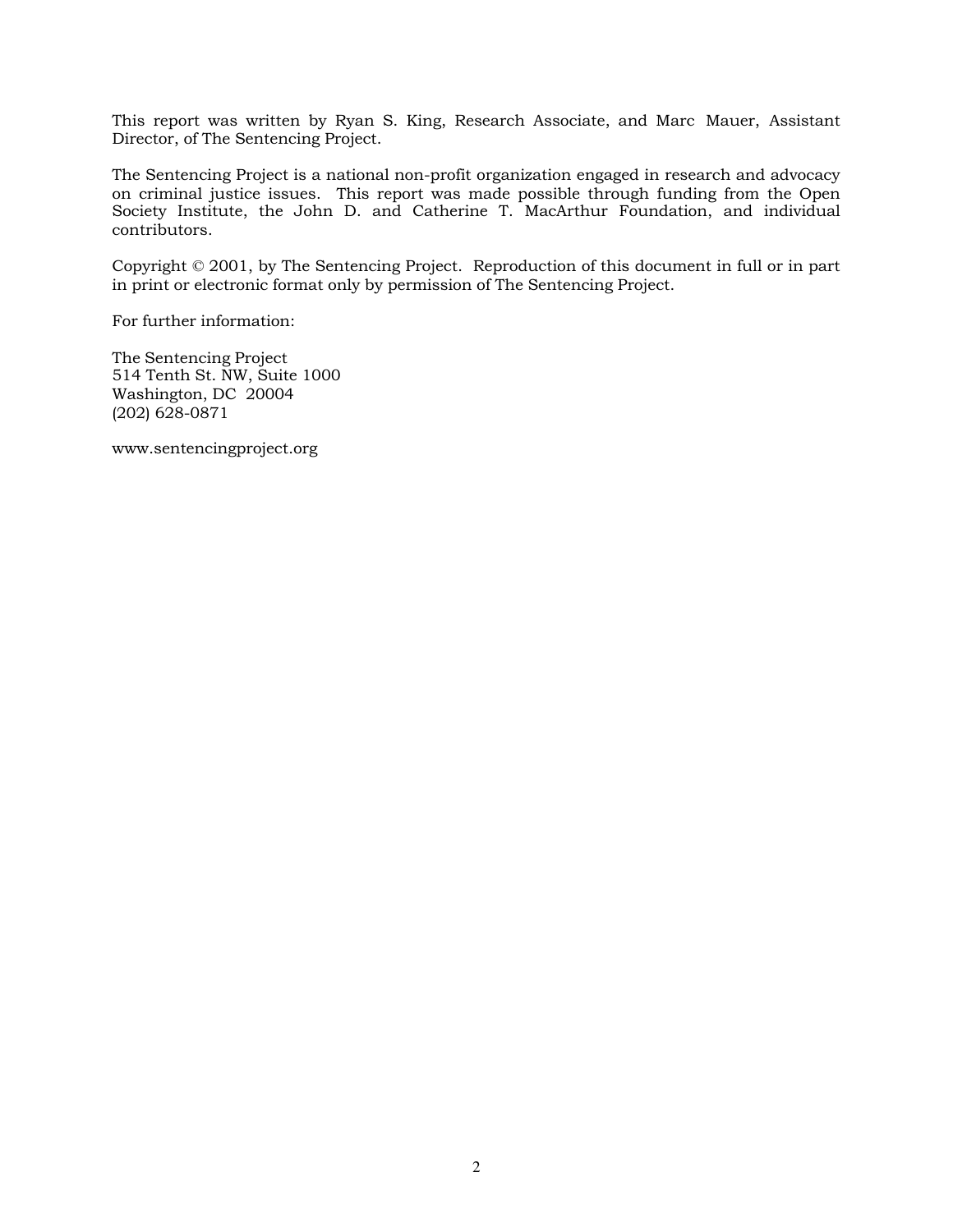This report was written by Ryan S. King, Research Associate, and Marc Mauer, Assistant Director, of The Sentencing Project.

The Sentencing Project is a national non-profit organization engaged in research and advocacy on criminal justice issues. This report was made possible through funding from the Open Society Institute, the John D. and Catherine T. MacArthur Foundation, and individual contributors.

Copyright © 2001, by The Sentencing Project. Reproduction of this document in full or in part in print or electronic format only by permission of The Sentencing Project.

For further information:

The Sentencing Project  
514 Tenth St. NW, Suite 1000  
Washington, DC 20004  
(202) 628-0871

www.sentencingproject.org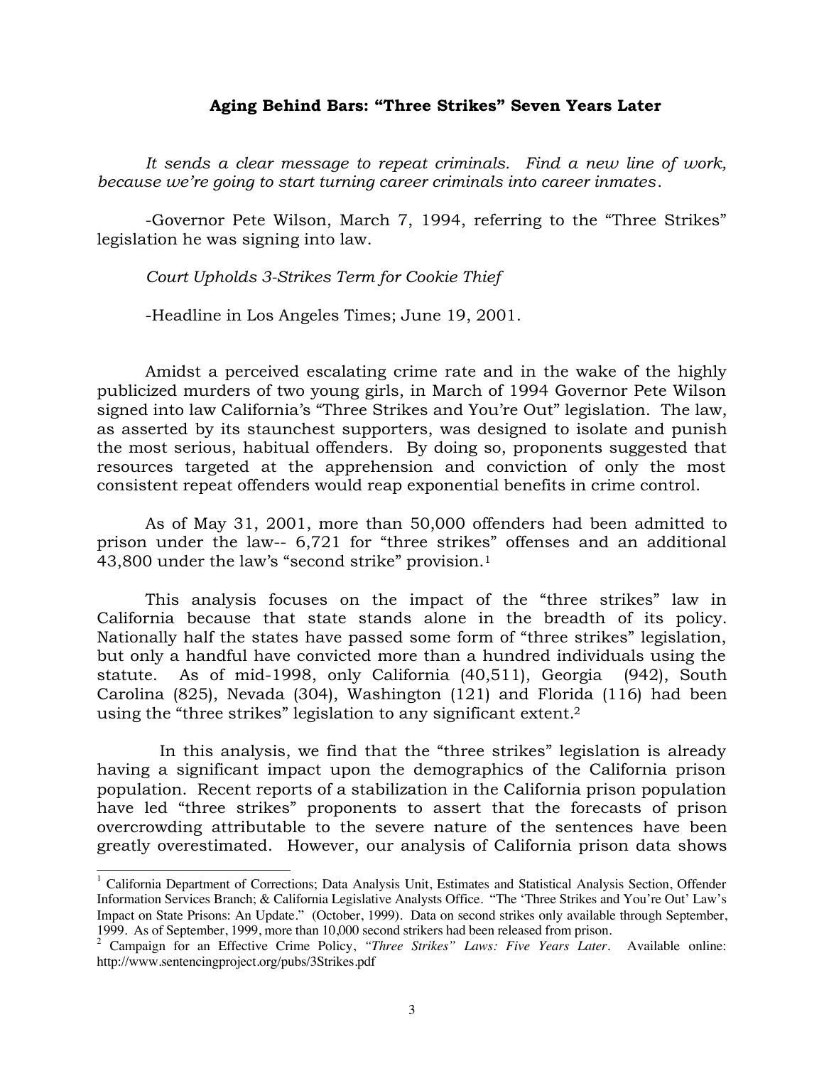## Aging Behind Bars: "Three Strikes" Seven Years Later

*It sends a clear message to repeat criminals. Find a new line of work, because we're going to start turning career criminals into career inmates.*

-Governor Pete Wilson, March 7, 1994, referring to the "Three Strikes" legislation he was signing into law.

*Court Upholds 3-Strikes Term for Cookie Thief*

-Headline in Los Angeles Times; June 19, 2001.

Amidst a perceived escalating crime rate and in the wake of the highly publicized murders of two young girls, in March of 1994 Governor Pete Wilson signed into law California's "Three Strikes and You're Out" legislation. The law, as asserted by its staunchest supporters, was designed to isolate and punish the most serious, habitual offenders. By doing so, proponents suggested that resources targeted at the apprehension and conviction of only the most consistent repeat offenders would reap exponential benefits in crime control.

As of May 31, 2001, more than 50,000 offenders had been admitted to prison under the law-- 6,721 for "three strikes" offenses and an additional 43,800 under the law's "second strike" provision.[1]

This analysis focuses on the impact of the "three strikes" law in California because that state stands alone in the breadth of its policy. Nationally half the states have passed some form of "three strikes" legislation, but only a handful have convicted more than a hundred individuals using the statute. As of mid-1998, only California (40,511), Georgia (942), South Carolina (825), Nevada (304), Washington (121) and Florida (116) had been using the "three strikes" legislation to any significant extent.[2]

In this analysis, we find that the "three strikes" legislation is already having a significant impact upon the demographics of the California prison population. Recent reports of a stabilization in the California prison population have led "three strikes" proponents to assert that the forecasts of prison overcrowding attributable to the severe nature of the sentences have been greatly overestimated. However, our analysis of California prison data shows

[1] California Department of Corrections; Data Analysis Unit, Estimates and Statistical Analysis Section, Offender Information Services Branch; & California Legislative Analysts Office. "The 'Three Strikes and You're Out' Law's Impact on State Prisons: An Update." (October, 1999). Data on second strikes only available through September, 1999. As of September, 1999, more than 10,000 second strikers had been released from prison.

[2] Campaign for an Effective Crime Policy, *"Three Strikes" Laws: Five Years Later*. Available online: http://www.sentencingproject.org/pubs/3Strikes.pdf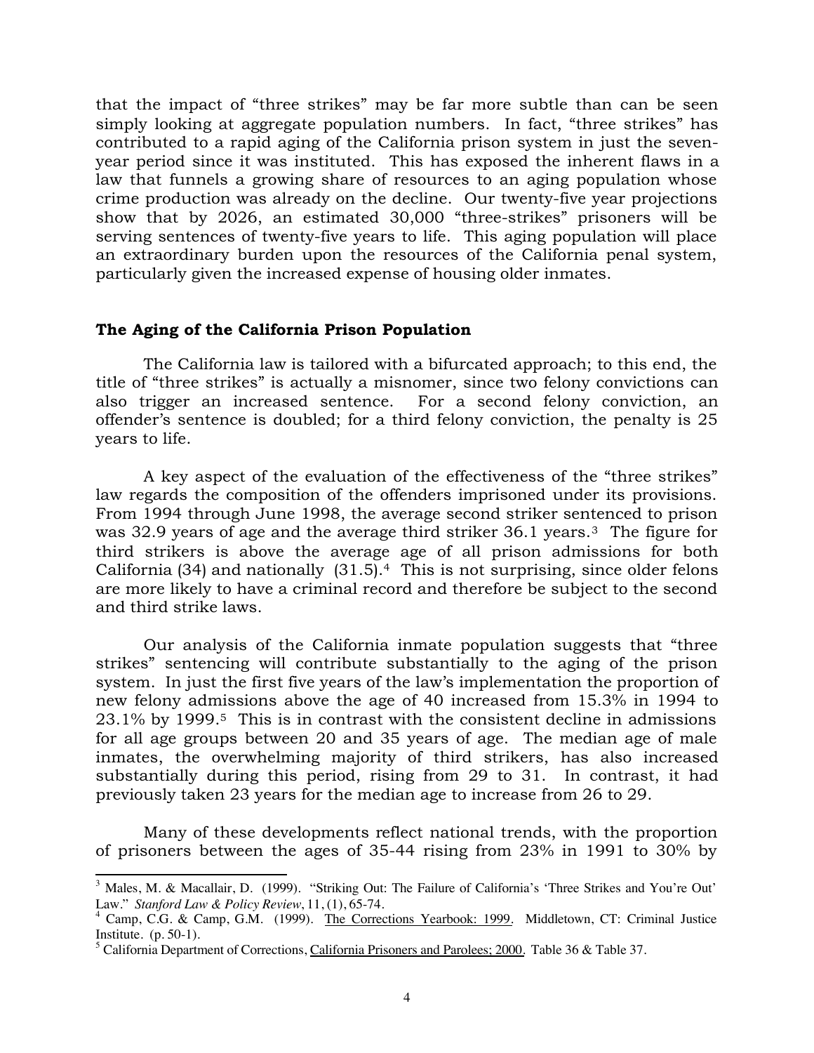that the impact of "three strikes" may be far more subtle than can be seen simply looking at aggregate population numbers. In fact, "three strikes" has contributed to a rapid aging of the California prison system in just the seven-year period since it was instituted. This has exposed the inherent flaws in a law that funnels a growing share of resources to an aging population whose crime production was already on the decline. Our twenty-five year projections show that by 2026, an estimated 30,000 "three-strikes" prisoners will be serving sentences of twenty-five years to life. This aging population will place an extraordinary burden upon the resources of the California penal system, particularly given the increased expense of housing older inmates.

**The Aging of the California Prison Population**

The California law is tailored with a bifurcated approach; to this end, the title of "three strikes" is actually a misnomer, since two felony convictions can also trigger an increased sentence. For a second felony conviction, an offender's sentence is doubled; for a third felony conviction, the penalty is 25 years to life.

A key aspect of the evaluation of the effectiveness of the "three strikes" law regards the composition of the offenders imprisoned under its provisions. From 1994 through June 1998, the average second striker sentenced to prison was 32.9 years of age and the average third striker 36.1 years.[3] The figure for third strikers is above the average age of all prison admissions for both California (34) and nationally (31.5).[4] This is not surprising, since older felons are more likely to have a criminal record and therefore be subject to the second and third strike laws.

Our analysis of the California inmate population suggests that "three strikes" sentencing will contribute substantially to the aging of the prison system. In just the first five years of the law's implementation the proportion of new felony admissions above the age of 40 increased from 15.3% in 1994 to 23.1% by 1999.[5] This is in contrast with the consistent decline in admissions for all age groups between 20 and 35 years of age. The median age of male inmates, the overwhelming majority of third strikers, has also increased substantially during this period, rising from 29 to 31. In contrast, it had previously taken 23 years for the median age to increase from 26 to 29.

Many of these developments reflect national trends, with the proportion of prisoners between the ages of 35-44 rising from 23% in 1991 to 30% by

---

[3] Males, M. & Macallair, D. (1999). "Striking Out: The Failure of California's 'Three Strikes and You're Out' Law." *Stanford Law & Policy Review*, 11, (1), 65-74.

[4] Camp, C.G. & Camp, G.M. (1999). The Corrections Yearbook: 1999. Middletown, CT: Criminal Justice Institute. (p. 50-1).

[5] California Department of Corrections, California Prisoners and Parolees; 2000. Table 36 & Table 37.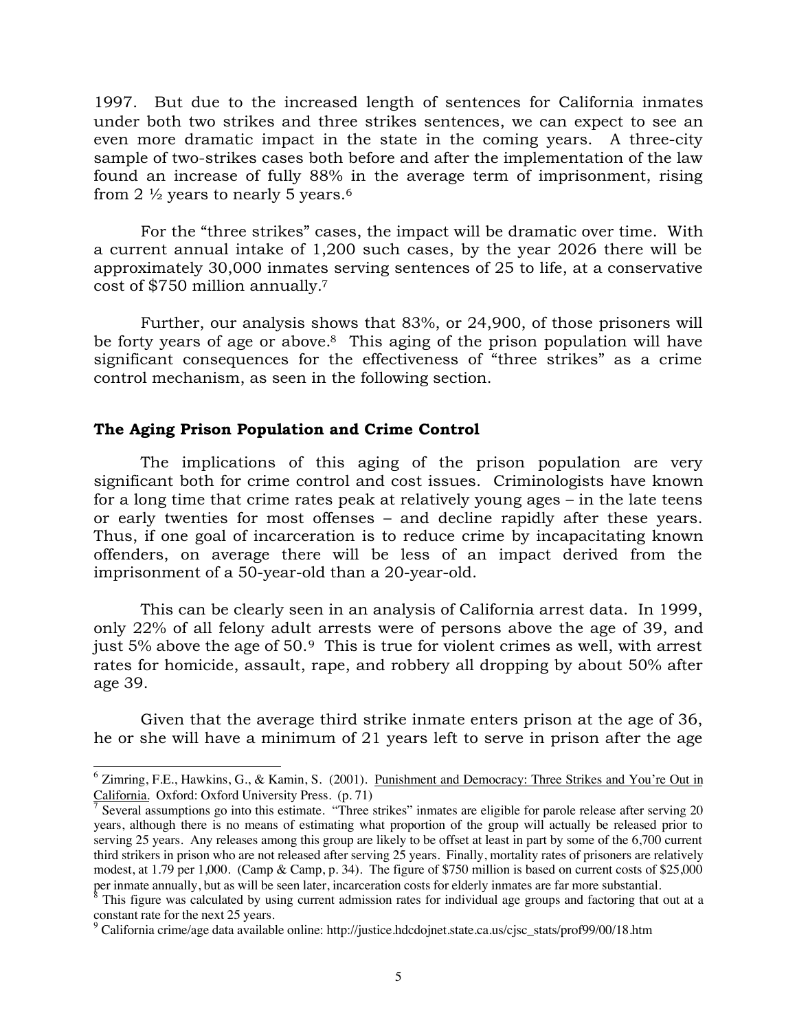1997. But due to the increased length of sentences for California inmates under both two strikes and three strikes sentences, we can expect to see an even more dramatic impact in the state in the coming years. A three-city sample of two-strikes cases both before and after the implementation of the law found an increase of fully 88% in the average term of imprisonment, rising from 2 ½ years to nearly 5 years.[6]

For the "three strikes" cases, the impact will be dramatic over time. With a current annual intake of 1,200 such cases, by the year 2026 there will be approximately 30,000 inmates serving sentences of 25 to life, at a conservative cost of $750 million annually.[7]

Further, our analysis shows that 83%, or 24,900, of those prisoners will be forty years of age or above.[8] This aging of the prison population will have significant consequences for the effectiveness of "three strikes" as a crime control mechanism, as seen in the following section.

### The Aging Prison Population and Crime Control

The implications of this aging of the prison population are very significant both for crime control and cost issues. Criminologists have known for a long time that crime rates peak at relatively young ages – in the late teens or early twenties for most offenses – and decline rapidly after these years. Thus, if one goal of incarceration is to reduce crime by incapacitating known offenders, on average there will be less of an impact derived from the imprisonment of a 50-year-old than a 20-year-old.

This can be clearly seen in an analysis of California arrest data. In 1999, only 22% of all felony adult arrests were of persons above the age of 39, and just 5% above the age of 50.[9] This is true for violent crimes as well, with arrest rates for homicide, assault, rape, and robbery all dropping by about 50% after age 39.

Given that the average third strike inmate enters prison at the age of 36, he or she will have a minimum of 21 years left to serve in prison after the age

---

[6] Zimring, F.E., Hawkins, G., & Kamin, S. (2001). Punishment and Democracy: Three Strikes and You're Out in California. Oxford: Oxford University Press. (p. 71)

[7] Several assumptions go into this estimate. "Three strikes" inmates are eligible for parole release after serving 20 years, although there is no means of estimating what proportion of the group will actually be released prior to serving 25 years. Any releases among this group are likely to be offset at least in part by some of the 6,700 current third strikers in prison who are not released after serving 25 years. Finally, mortality rates of prisoners are relatively modest, at 1.79 per 1,000. (Camp & Camp, p. 34). The figure of $750 million is based on current costs of $25,000 per inmate annually, but as will be seen later, incarceration costs for elderly inmates are far more substantial.

[8] This figure was calculated by using current admission rates for individual age groups and factoring that out at a constant rate for the next 25 years.

[9] California crime/age data available online: http://justice.hdcdojnet.state.ca.us/cjsc_stats/prof99/00/18.htm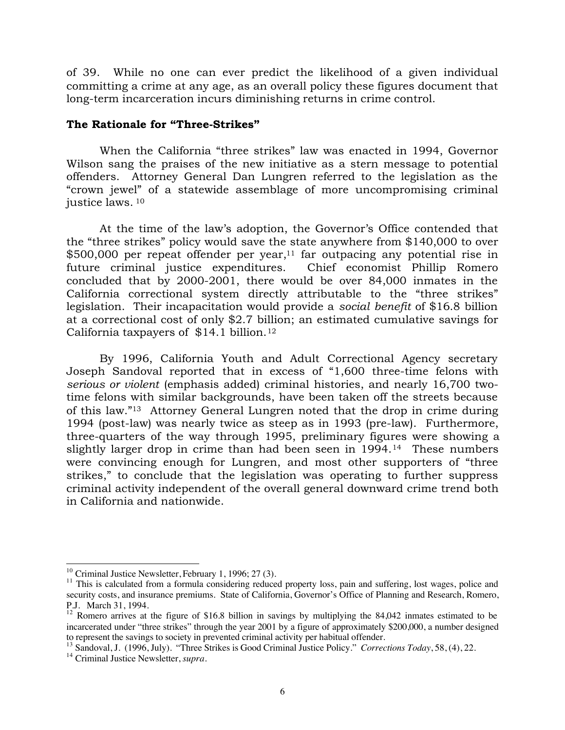of 39. While no one can ever predict the likelihood of a given individual committing a crime at any age, as an overall policy these figures document that long-term incarceration incurs diminishing returns in crime control.

**The Rationale for "Three-Strikes"**

When the California "three strikes" law was enacted in 1994, Governor Wilson sang the praises of the new initiative as a stern message to potential offenders. Attorney General Dan Lungren referred to the legislation as the "crown jewel" of a statewide assemblage of more uncompromising criminal justice laws. [10]

At the time of the law's adoption, the Governor's Office contended that the "three strikes" policy would save the state anywhere from $140,000 to over $500,000 per repeat offender per year,[11] far outpacing any potential rise in future criminal justice expenditures. Chief economist Phillip Romero concluded that by 2000-2001, there would be over 84,000 inmates in the California correctional system directly attributable to the "three strikes" legislation. Their incapacitation would provide a *social benefit* of $16.8 billion at a correctional cost of only $2.7 billion; an estimated cumulative savings for California taxpayers of $14.1 billion.[12]

By 1996, California Youth and Adult Correctional Agency secretary Joseph Sandoval reported that in excess of "1,600 three-time felons with *serious or violent* (emphasis added) criminal histories, and nearly 16,700 two-time felons with similar backgrounds, have been taken off the streets because of this law."[13] Attorney General Lungren noted that the drop in crime during 1994 (post-law) was nearly twice as steep as in 1993 (pre-law). Furthermore, three-quarters of the way through 1995, preliminary figures were showing a slightly larger drop in crime than had been seen in 1994.[14] These numbers were convincing enough for Lungren, and most other supporters of "three strikes," to conclude that the legislation was operating to further suppress criminal activity independent of the overall general downward crime trend both in California and nationwide.

---

[10] Criminal Justice Newsletter, February 1, 1996; 27 (3).

[11] This is calculated from a formula considering reduced property loss, pain and suffering, lost wages, police and security costs, and insurance premiums. State of California, Governor's Office of Planning and Research, Romero, P.J. March 31, 1994.

[12] Romero arrives at the figure of $16.8 billion in savings by multiplying the 84,042 inmates estimated to be incarcerated under "three strikes" through the year 2001 by a figure of approximately $200,000, a number designed to represent the savings to society in prevented criminal activity per habitual offender.

[13] Sandoval, J. (1996, July). "Three Strikes is Good Criminal Justice Policy." *Corrections Today*, 58, (4), 22.

[14] Criminal Justice Newsletter, *supra*.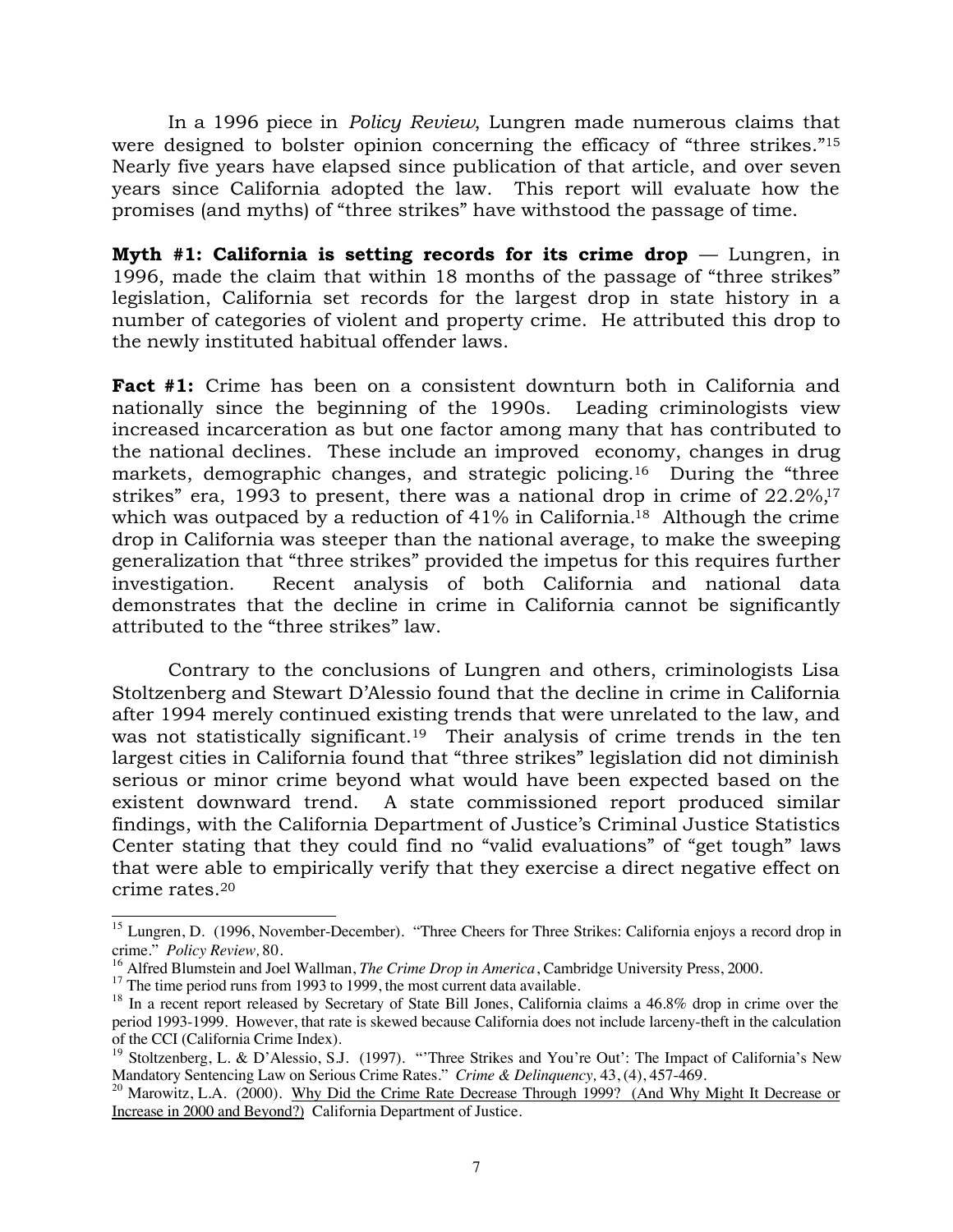In a 1996 piece in *Policy Review*, Lungren made numerous claims that were designed to bolster opinion concerning the efficacy of "three strikes."[15] Nearly five years have elapsed since publication of that article, and over seven years since California adopted the law. This report will evaluate how the promises (and myths) of "three strikes" have withstood the passage of time.

**Myth #1: California is setting records for its crime drop** — Lungren, in 1996, made the claim that within 18 months of the passage of "three strikes" legislation, California set records for the largest drop in state history in a number of categories of violent and property crime. He attributed this drop to the newly instituted habitual offender laws.

**Fact #1:** Crime has been on a consistent downturn both in California and nationally since the beginning of the 1990s. Leading criminologists view increased incarceration as but one factor among many that has contributed to the national declines. These include an improved economy, changes in drug markets, demographic changes, and strategic policing.[16] During the "three strikes" era, 1993 to present, there was a national drop in crime of 22.2%,[17] which was outpaced by a reduction of 41% in California.[18] Although the crime drop in California was steeper than the national average, to make the sweeping generalization that "three strikes" provided the impetus for this requires further investigation. Recent analysis of both California and national data demonstrates that the decline in crime in California cannot be significantly attributed to the "three strikes" law.

Contrary to the conclusions of Lungren and others, criminologists Lisa Stoltzenberg and Stewart D'Alessio found that the decline in crime in California after 1994 merely continued existing trends that were unrelated to the law, and was not statistically significant.[19] Their analysis of crime trends in the ten largest cities in California found that "three strikes" legislation did not diminish serious or minor crime beyond what would have been expected based on the existent downward trend. A state commissioned report produced similar findings, with the California Department of Justice's Criminal Justice Statistics Center stating that they could find no "valid evaluations" of "get tough" laws that were able to empirically verify that they exercise a direct negative effect on crime rates.[20]

---

[15] Lungren, D. (1996, November-December). "Three Cheers for Three Strikes: California enjoys a record drop in crime." *Policy Review,* 80.

[16] Alfred Blumstein and Joel Wallman, *The Crime Drop in America*, Cambridge University Press, 2000.

[17] The time period runs from 1993 to 1999, the most current data available.

[18] In a recent report released by Secretary of State Bill Jones, California claims a 46.8% drop in crime over the period 1993-1999. However, that rate is skewed because California does not include larceny-theft in the calculation of the CCI (California Crime Index).

[19] Stoltzenberg, L. & D'Alessio, S.J. (1997). "'Three Strikes and You're Out': The Impact of California's New Mandatory Sentencing Law on Serious Crime Rates." *Crime & Delinquency,* 43, (4), 457-469.

[20] Marowitz, L.A. (2000). Why Did the Crime Rate Decrease Through 1999? (And Why Might It Decrease or Increase in 2000 and Beyond?) California Department of Justice.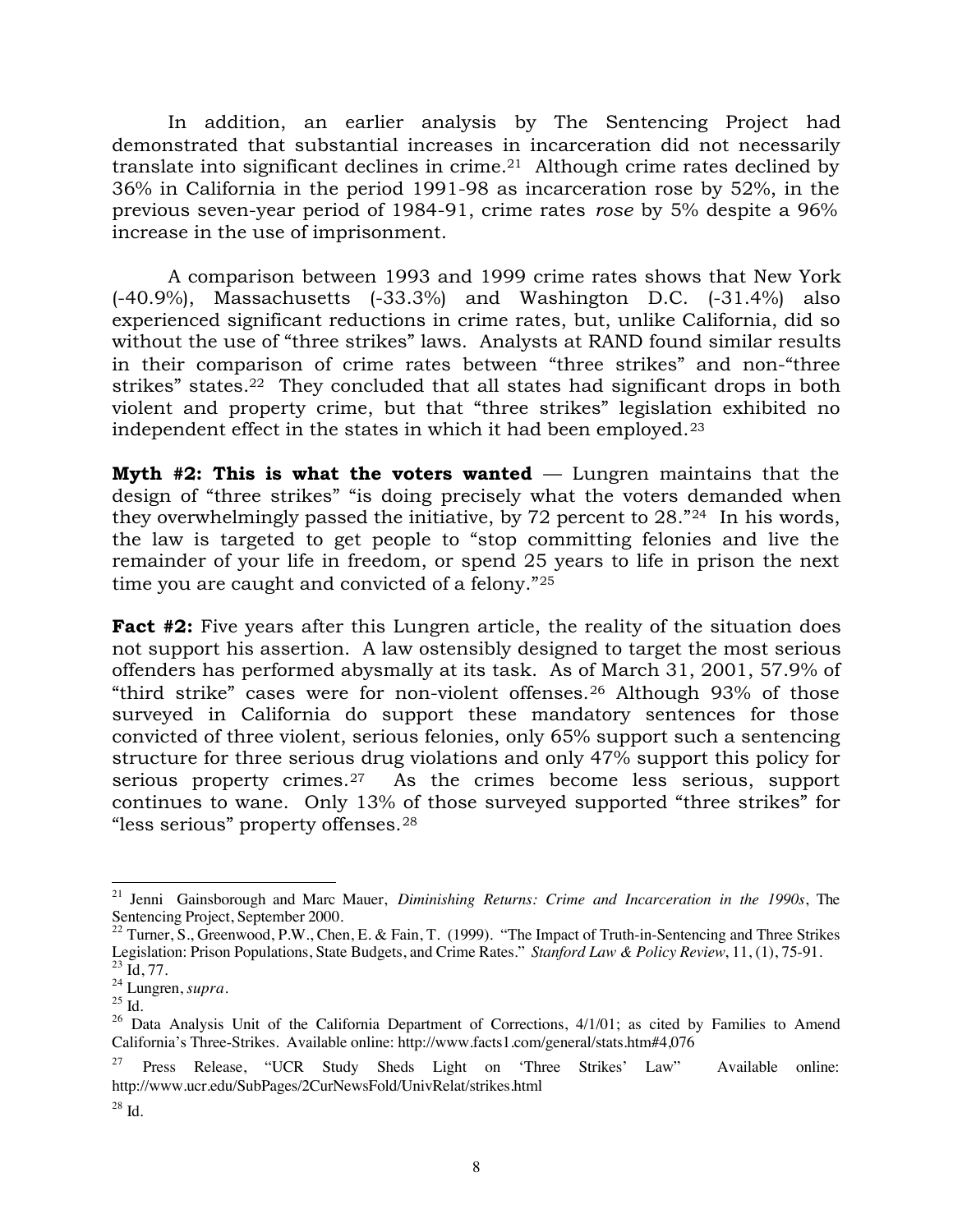In addition, an earlier analysis by The Sentencing Project had demonstrated that substantial increases in incarceration did not necessarily translate into significant declines in crime.[21] Although crime rates declined by 36% in California in the period 1991-98 as incarceration rose by 52%, in the previous seven-year period of 1984-91, crime rates *rose* by 5% despite a 96% increase in the use of imprisonment.

A comparison between 1993 and 1999 crime rates shows that New York (-40.9%), Massachusetts (-33.3%) and Washington D.C. (-31.4%) also experienced significant reductions in crime rates, but, unlike California, did so without the use of "three strikes" laws. Analysts at RAND found similar results in their comparison of crime rates between "three strikes" and non-"three strikes" states.[22] They concluded that all states had significant drops in both violent and property crime, but that "three strikes" legislation exhibited no independent effect in the states in which it had been employed.[23]

**Myth #2: This is what the voters wanted** — Lungren maintains that the design of "three strikes" "is doing precisely what the voters demanded when they overwhelmingly passed the initiative, by 72 percent to 28."[24] In his words, the law is targeted to get people to "stop committing felonies and live the remainder of your life in freedom, or spend 25 years to life in prison the next time you are caught and convicted of a felony."[25]

**Fact #2:** Five years after this Lungren article, the reality of the situation does not support his assertion. A law ostensibly designed to target the most serious offenders has performed abysmally at its task. As of March 31, 2001, 57.9% of "third strike" cases were for non-violent offenses.[26] Although 93% of those surveyed in California do support these mandatory sentences for those convicted of three violent, serious felonies, only 65% support such a sentencing structure for three serious drug violations and only 47% support this policy for serious property crimes.[27] As the crimes become less serious, support continues to wane. Only 13% of those surveyed supported "three strikes" for "less serious" property offenses.[28]

---

[21] Jenni Gainsborough and Marc Mauer, *Diminishing Returns: Crime and Incarceration in the 1990s*, The Sentencing Project, September 2000.

[22] Turner, S., Greenwood, P.W., Chen, E. & Fain, T. (1999). "The Impact of Truth-in-Sentencing and Three Strikes Legislation: Prison Populations, State Budgets, and Crime Rates." *Stanford Law & Policy Review*, 11, (1), 75-91.

[23] Id, 77.

[24] Lungren, *supra*.

[25] Id.

[26] Data Analysis Unit of the California Department of Corrections, 4/1/01; as cited by Families to Amend California's Three-Strikes. Available online: http://www.facts1.com/general/stats.htm#4,076

[27] Press Release, "UCR Study Sheds Light on 'Three Strikes' Law" Available online: http://www.ucr.edu/SubPages/2CurNewsFold/UnivRelat/strikes.html

[28] Id.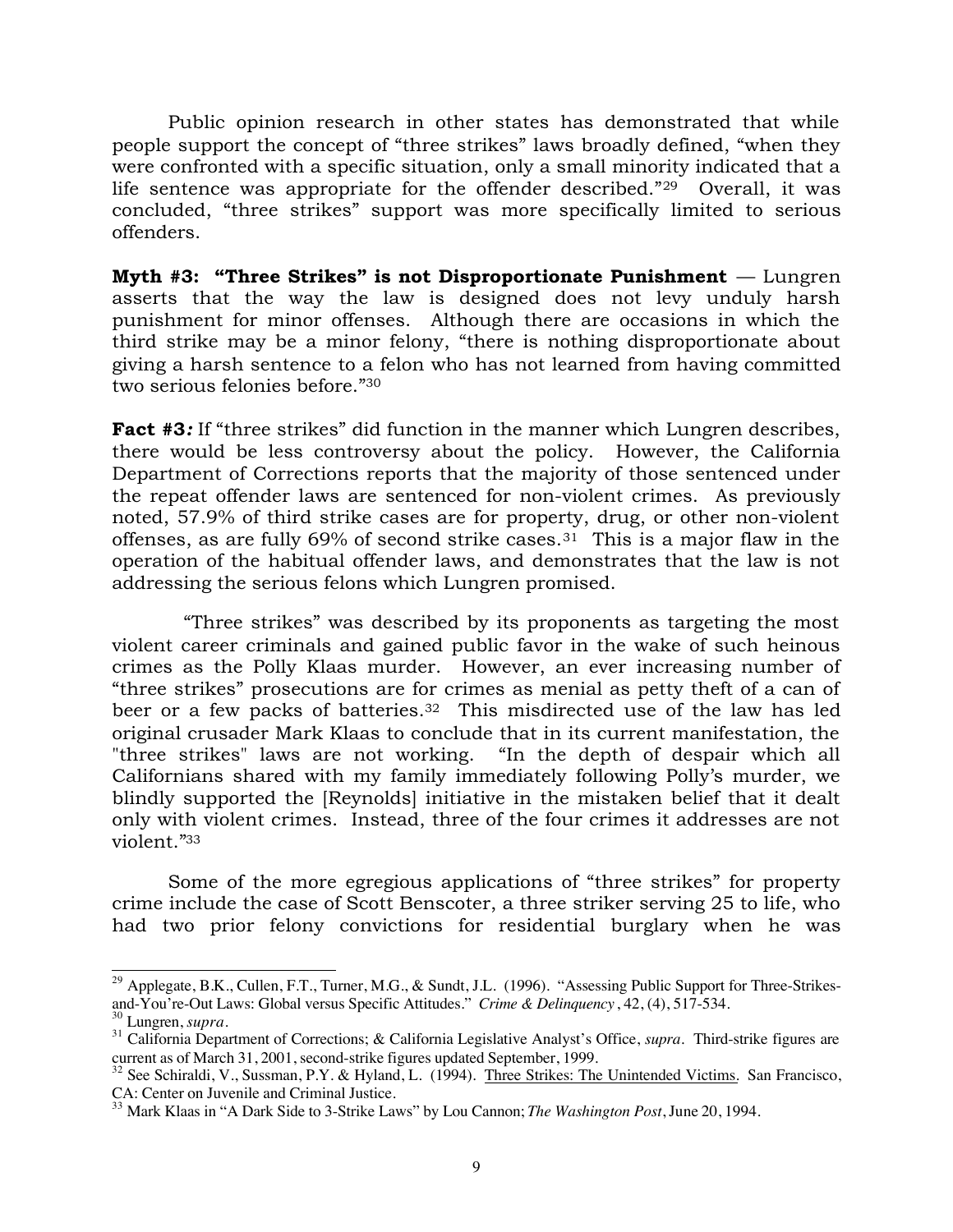Public opinion research in other states has demonstrated that while people support the concept of "three strikes" laws broadly defined, "when they were confronted with a specific situation, only a small minority indicated that a life sentence was appropriate for the offender described."[29] Overall, it was concluded, "three strikes" support was more specifically limited to serious offenders.

**Myth #3: "Three Strikes" is not Disproportionate Punishment** — Lungren asserts that the way the law is designed does not levy unduly harsh punishment for minor offenses. Although there are occasions in which the third strike may be a minor felony, "there is nothing disproportionate about giving a harsh sentence to a felon who has not learned from having committed two serious felonies before."[30]

**Fact #3*:*** If "three strikes" did function in the manner which Lungren describes, there would be less controversy about the policy. However, the California Department of Corrections reports that the majority of those sentenced under the repeat offender laws are sentenced for non-violent crimes. As previously noted, 57.9% of third strike cases are for property, drug, or other non-violent offenses, as are fully 69% of second strike cases.[31] This is a major flaw in the operation of the habitual offender laws, and demonstrates that the law is not addressing the serious felons which Lungren promised.

"Three strikes" was described by its proponents as targeting the most violent career criminals and gained public favor in the wake of such heinous crimes as the Polly Klaas murder. However, an ever increasing number of "three strikes" prosecutions are for crimes as menial as petty theft of a can of beer or a few packs of batteries.[32] This misdirected use of the law has led original crusader Mark Klaas to conclude that in its current manifestation, the "three strikes" laws are not working. "In the depth of despair which all Californians shared with my family immediately following Polly's murder, we blindly supported the [Reynolds] initiative in the mistaken belief that it dealt only with violent crimes. Instead, three of the four crimes it addresses are not violent."[33]

Some of the more egregious applications of "three strikes" for property crime include the case of Scott Benscoter, a three striker serving 25 to life, who had two prior felony convictions for residential burglary when he was

---

[29] Applegate, B.K., Cullen, F.T., Turner, M.G., & Sundt, J.L. (1996). "Assessing Public Support for Three-Strikes-and-You're-Out Laws: Global versus Specific Attitudes." *Crime & Delinquency*, 42, (4), 517-534.

[30] Lungren, *supra*.

[31] California Department of Corrections; & California Legislative Analyst's Office, *supra*. Third-strike figures are current as of March 31, 2001, second-strike figures updated September, 1999.

[32] See Schiraldi, V., Sussman, P.Y. & Hyland, L. (1994). Three Strikes: The Unintended Victims. San Francisco, CA: Center on Juvenile and Criminal Justice.

[33] Mark Klaas in "A Dark Side to 3-Strike Laws" by Lou Cannon; *The Washington Post*, June 20, 1994.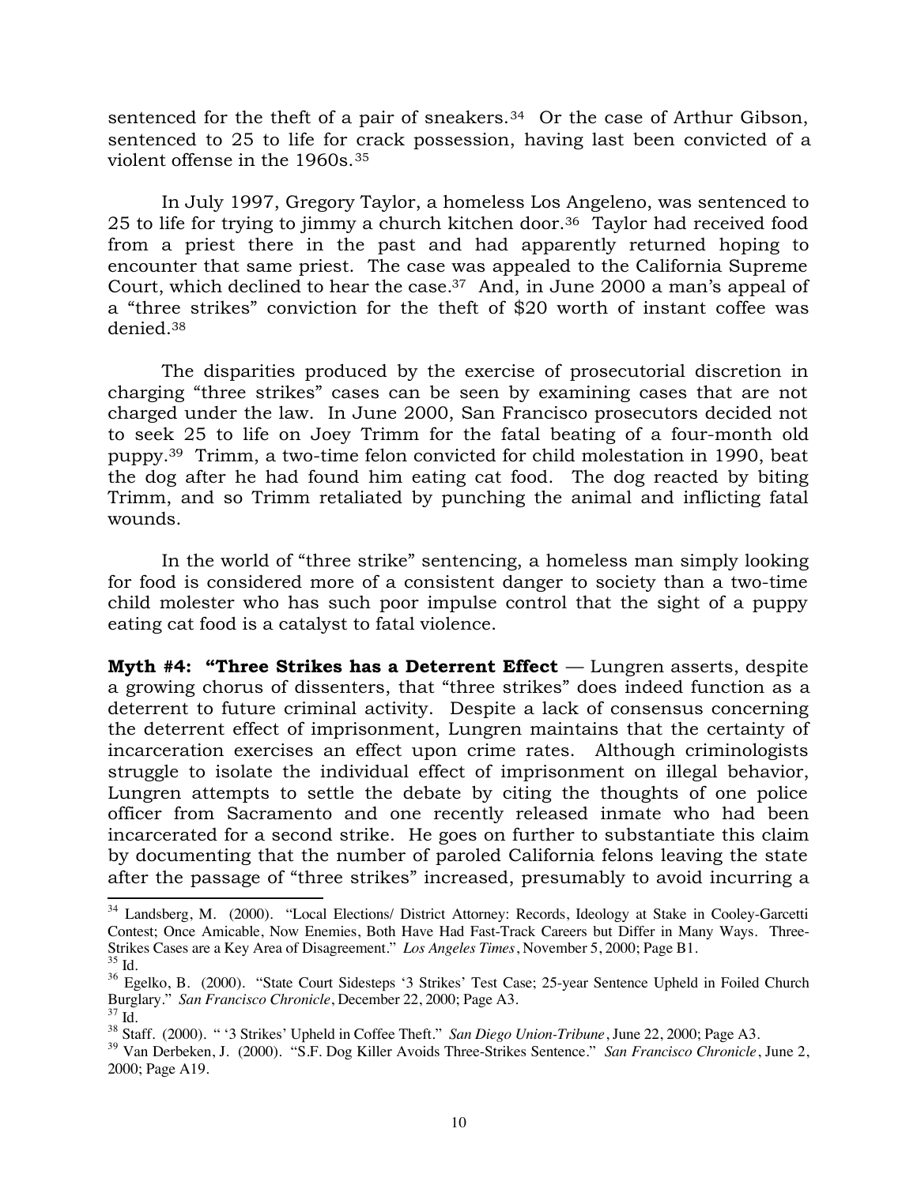sentenced for the theft of a pair of sneakers.[34] Or the case of Arthur Gibson, sentenced to 25 to life for crack possession, having last been convicted of a violent offense in the 1960s.[35]

In July 1997, Gregory Taylor, a homeless Los Angeleno, was sentenced to 25 to life for trying to jimmy a church kitchen door.[36] Taylor had received food from a priest there in the past and had apparently returned hoping to encounter that same priest. The case was appealed to the California Supreme Court, which declined to hear the case.[37] And, in June 2000 a man's appeal of a "three strikes" conviction for the theft of $20 worth of instant coffee was denied.[38]

The disparities produced by the exercise of prosecutorial discretion in charging "three strikes" cases can be seen by examining cases that are not charged under the law. In June 2000, San Francisco prosecutors decided not to seek 25 to life on Joey Trimm for the fatal beating of a four-month old puppy.[39] Trimm, a two-time felon convicted for child molestation in 1990, beat the dog after he had found him eating cat food. The dog reacted by biting Trimm, and so Trimm retaliated by punching the animal and inflicting fatal wounds.

In the world of "three strike" sentencing, a homeless man simply looking for food is considered more of a consistent danger to society than a two-time child molester who has such poor impulse control that the sight of a puppy eating cat food is a catalyst to fatal violence.

**Myth #4: "Three Strikes has a Deterrent Effect** — Lungren asserts, despite a growing chorus of dissenters, that "three strikes" does indeed function as a deterrent to future criminal activity. Despite a lack of consensus concerning the deterrent effect of imprisonment, Lungren maintains that the certainty of incarceration exercises an effect upon crime rates. Although criminologists struggle to isolate the individual effect of imprisonment on illegal behavior, Lungren attempts to settle the debate by citing the thoughts of one police officer from Sacramento and one recently released inmate who had been incarcerated for a second strike. He goes on further to substantiate this claim by documenting that the number of paroled California felons leaving the state after the passage of "three strikes" increased, presumably to avoid incurring a

---

[34] Landsberg, M. (2000). "Local Elections/ District Attorney: Records, Ideology at Stake in Cooley-Garcetti Contest; Once Amicable, Now Enemies, Both Have Had Fast-Track Careers but Differ in Many Ways. Three-Strikes Cases are a Key Area of Disagreement." *Los Angeles Times*, November 5, 2000; Page B1.

[35] Id.

[36] Egelko, B. (2000). "State Court Sidesteps '3 Strikes' Test Case; 25-year Sentence Upheld in Foiled Church Burglary." *San Francisco Chronicle*, December 22, 2000; Page A3.

[37] Id.

[38] Staff. (2000). " '3 Strikes' Upheld in Coffee Theft." *San Diego Union-Tribune*, June 22, 2000; Page A3.

[39] Van Derbeken, J. (2000). "S.F. Dog Killer Avoids Three-Strikes Sentence." *San Francisco Chronicle*, June 2, 2000; Page A19.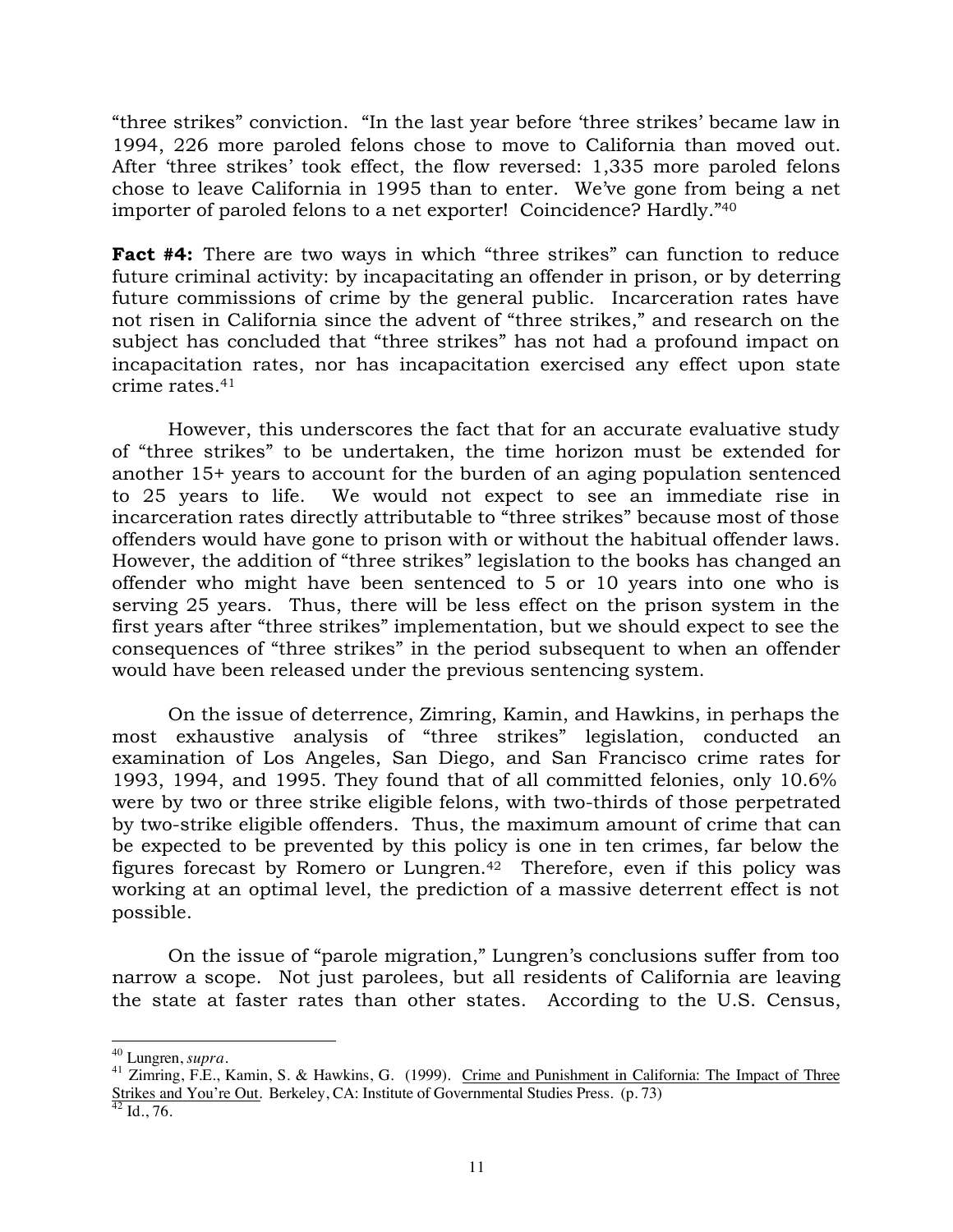"three strikes" conviction. "In the last year before 'three strikes' became law in 1994, 226 more paroled felons chose to move to California than moved out. After 'three strikes' took effect, the flow reversed: 1,335 more paroled felons chose to leave California in 1995 than to enter. We've gone from being a net importer of paroled felons to a net exporter! Coincidence? Hardly."[40]

**Fact #4:** There are two ways in which "three strikes" can function to reduce future criminal activity: by incapacitating an offender in prison, or by deterring future commissions of crime by the general public. Incarceration rates have not risen in California since the advent of "three strikes," and research on the subject has concluded that "three strikes" has not had a profound impact on incapacitation rates, nor has incapacitation exercised any effect upon state crime rates.[41]

However, this underscores the fact that for an accurate evaluative study of "three strikes" to be undertaken, the time horizon must be extended for another 15+ years to account for the burden of an aging population sentenced to 25 years to life. We would not expect to see an immediate rise in incarceration rates directly attributable to "three strikes" because most of those offenders would have gone to prison with or without the habitual offender laws. However, the addition of "three strikes" legislation to the books has changed an offender who might have been sentenced to 5 or 10 years into one who is serving 25 years. Thus, there will be less effect on the prison system in the first years after "three strikes" implementation, but we should expect to see the consequences of "three strikes" in the period subsequent to when an offender would have been released under the previous sentencing system.

On the issue of deterrence, Zimring, Kamin, and Hawkins, in perhaps the most exhaustive analysis of "three strikes" legislation, conducted an examination of Los Angeles, San Diego, and San Francisco crime rates for 1993, 1994, and 1995. They found that of all committed felonies, only 10.6% were by two or three strike eligible felons, with two-thirds of those perpetrated by two-strike eligible offenders. Thus, the maximum amount of crime that can be expected to be prevented by this policy is one in ten crimes, far below the figures forecast by Romero or Lungren.[42] Therefore, even if this policy was working at an optimal level, the prediction of a massive deterrent effect is not possible.

On the issue of "parole migration," Lungren's conclusions suffer from too narrow a scope. Not just parolees, but all residents of California are leaving the state at faster rates than other states. According to the U.S. Census,

---

[40] Lungren, *supra*.

[41] Zimring, F.E., Kamin, S. & Hawkins, G. (1999). Crime and Punishment in California: The Impact of Three Strikes and You're Out. Berkeley, CA: Institute of Governmental Studies Press. (p. 73)

[42] Id., 76.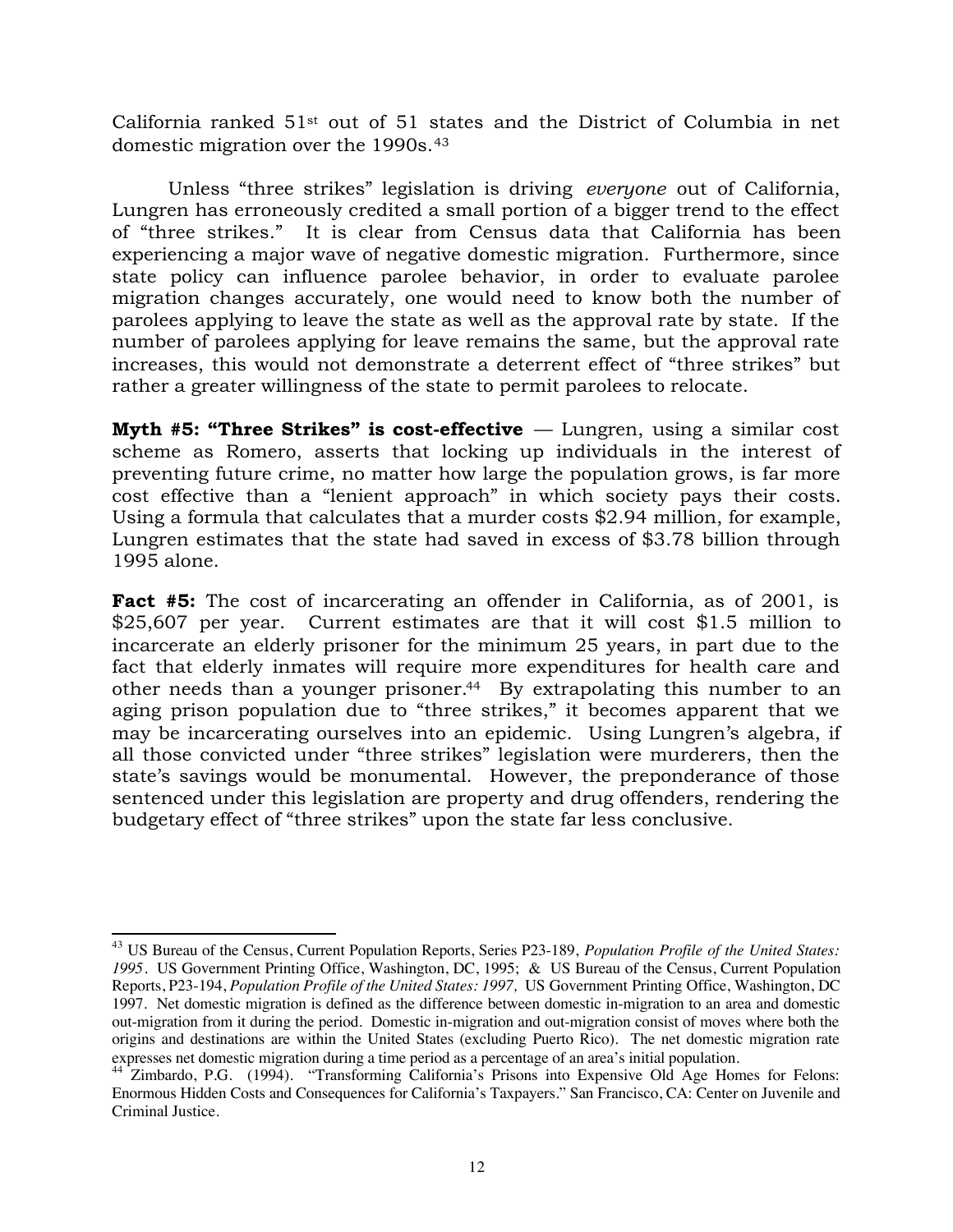California ranked 51st out of 51 states and the District of Columbia in net domestic migration over the 1990s.[43]

Unless "three strikes" legislation is driving *everyone* out of California, Lungren has erroneously credited a small portion of a bigger trend to the effect of "three strikes." It is clear from Census data that California has been experiencing a major wave of negative domestic migration. Furthermore, since state policy can influence parolee behavior, in order to evaluate parolee migration changes accurately, one would need to know both the number of parolees applying to leave the state as well as the approval rate by state. If the number of parolees applying for leave remains the same, but the approval rate increases, this would not demonstrate a deterrent effect of "three strikes" but rather a greater willingness of the state to permit parolees to relocate.

**Myth #5: "Three Strikes" is cost-effective** — Lungren, using a similar cost scheme as Romero, asserts that locking up individuals in the interest of preventing future crime, no matter how large the population grows, is far more cost effective than a "lenient approach" in which society pays their costs. Using a formula that calculates that a murder costs $2.94 million, for example, Lungren estimates that the state had saved in excess of $3.78 billion through 1995 alone.

**Fact #5:** The cost of incarcerating an offender in California, as of 2001, is $25,607 per year. Current estimates are that it will cost $1.5 million to incarcerate an elderly prisoner for the minimum 25 years, in part due to the fact that elderly inmates will require more expenditures for health care and other needs than a younger prisoner.[44] By extrapolating this number to an aging prison population due to "three strikes," it becomes apparent that we may be incarcerating ourselves into an epidemic. Using Lungren's algebra, if all those convicted under "three strikes" legislation were murderers, then the state's savings would be monumental. However, the preponderance of those sentenced under this legislation are property and drug offenders, rendering the budgetary effect of "three strikes" upon the state far less conclusive.

---

[43] US Bureau of the Census, Current Population Reports, Series P23-189, *Population Profile of the United States: 1995*. US Government Printing Office, Washington, DC, 1995; & US Bureau of the Census, Current Population Reports, P23-194, *Population Profile of the United States: 1997,* US Government Printing Office, Washington, DC 1997. Net domestic migration is defined as the difference between domestic in-migration to an area and domestic out-migration from it during the period. Domestic in-migration and out-migration consist of moves where both the origins and destinations are within the United States (excluding Puerto Rico). The net domestic migration rate expresses net domestic migration during a time period as a percentage of an area's initial population.

[44] Zimbardo, P.G. (1994). "Transforming California's Prisons into Expensive Old Age Homes for Felons: Enormous Hidden Costs and Consequences for California's Taxpayers." San Francisco, CA: Center on Juvenile and Criminal Justice.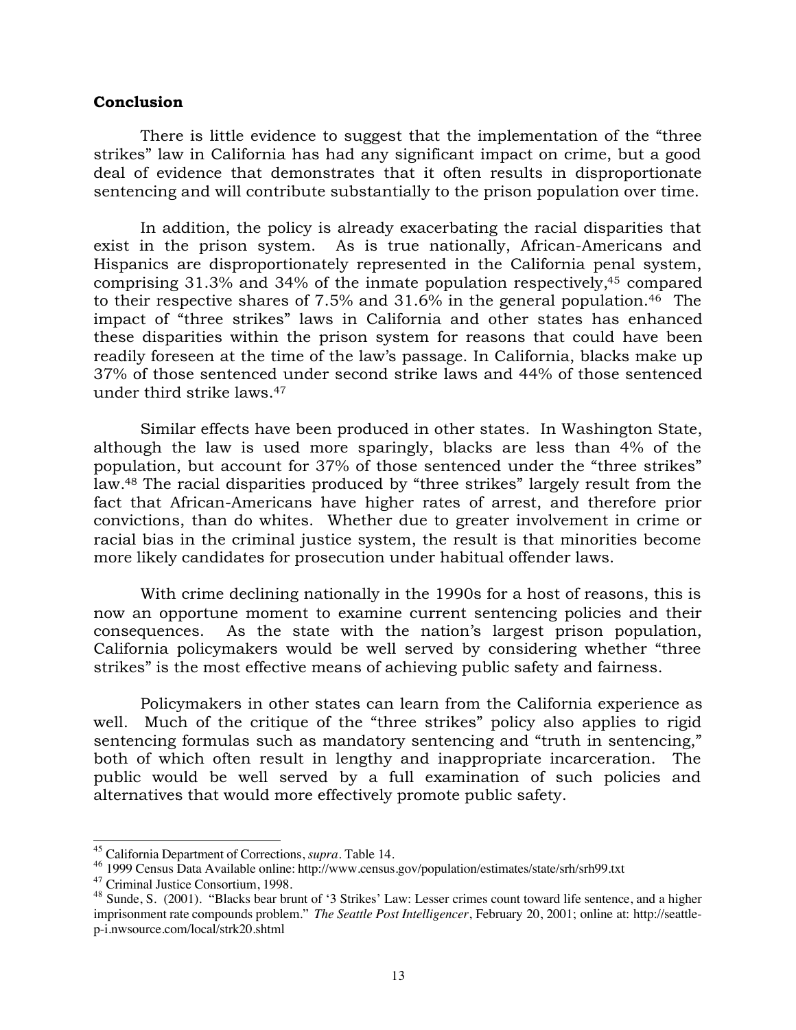**Conclusion**

There is little evidence to suggest that the implementation of the "three strikes" law in California has had any significant impact on crime, but a good deal of evidence that demonstrates that it often results in disproportionate sentencing and will contribute substantially to the prison population over time.

In addition, the policy is already exacerbating the racial disparities that exist in the prison system. As is true nationally, African-Americans and Hispanics are disproportionately represented in the California penal system, comprising 31.3% and 34% of the inmate population respectively,[45] compared to their respective shares of 7.5% and 31.6% in the general population.[46] The impact of "three strikes" laws in California and other states has enhanced these disparities within the prison system for reasons that could have been readily foreseen at the time of the law's passage. In California, blacks make up 37% of those sentenced under second strike laws and 44% of those sentenced under third strike laws.[47]

Similar effects have been produced in other states. In Washington State, although the law is used more sparingly, blacks are less than 4% of the population, but account for 37% of those sentenced under the "three strikes" law.[48] The racial disparities produced by "three strikes" largely result from the fact that African-Americans have higher rates of arrest, and therefore prior convictions, than do whites. Whether due to greater involvement in crime or racial bias in the criminal justice system, the result is that minorities become more likely candidates for prosecution under habitual offender laws.

With crime declining nationally in the 1990s for a host of reasons, this is now an opportune moment to examine current sentencing policies and their consequences. As the state with the nation's largest prison population, California policymakers would be well served by considering whether "three strikes" is the most effective means of achieving public safety and fairness.

Policymakers in other states can learn from the California experience as well. Much of the critique of the "three strikes" policy also applies to rigid sentencing formulas such as mandatory sentencing and "truth in sentencing," both of which often result in lengthy and inappropriate incarceration. The public would be well served by a full examination of such policies and alternatives that would more effectively promote public safety.

---

[45] California Department of Corrections, *supra*. Table 14.

[46] 1999 Census Data Available online: http://www.census.gov/population/estimates/state/srh/srh99.txt

[47] Criminal Justice Consortium, 1998.

[48] Sunde, S. (2001). "Blacks bear brunt of '3 Strikes' Law: Lesser crimes count toward life sentence, and a higher imprisonment rate compounds problem." *The Seattle Post Intelligencer*, February 20, 2001; online at: http://seattle-p-i.nwsource.com/local/strk20.shtml